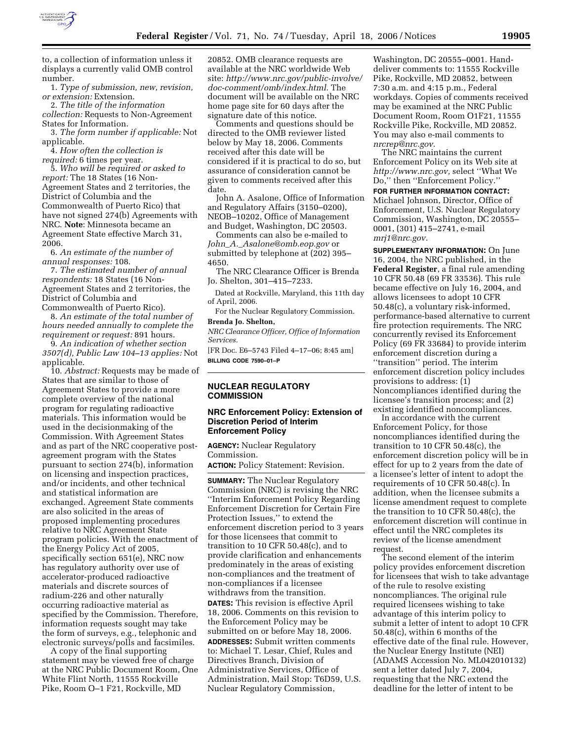to, a collection of information unless it displays a currently valid OMB control number.

1. *Type of submission, new, revision, or extension:* Extension.

2. *The title of the information collection:* Requests to Non-Agreement States for Information.

3. *The form number if applicable:* Not applicable.

4. *How often the collection is required:* 6 times per year.

5. *Who will be required or asked to report:* The 18 States (16 Non-Agreement States and 2 territories, the District of Columbia and the Commonwealth of Puerto Rico) that have not signed 274(b) Agreements with NRC. **Note**: Minnesota became an Agreement State effective March 31, 2006.

6. *An estimate of the number of annual responses:* 108.

7. *The estimated number of annual respondents:* 18 States (16 Non-Agreement States and 2 territories, the District of Columbia and Commonwealth of Puerto Rico).

8. *An estimate of the total number of hours needed annually to complete the requirement or request:* 891 hours.

9. *An indication of whether section 3507(d), Public Law 104–13 applies:* Not applicable.

10. *Abstract:* Requests may be made of States that are similar to those of Agreement States to provide a more complete overview of the national program for regulating radioactive materials. This information would be used in the decisionmaking of the Commission. With Agreement States and as part of the NRC cooperative post-agreement program with the States pursuant to section 274(b), information on licensing and inspection practices, and/or incidents, and other technical and statistical information are exchanged. Agreement State comments are also solicited in the areas of proposed implementing procedures relative to NRC Agreement State program policies. With the enactment of the Energy Policy Act of 2005, specifically section 651(e), NRC now has regulatory authority over use of accelerator-produced radioactive materials and discrete sources of radium-226 and other naturally occurring radioactive material as specified by the Commission. Therefore, information requests sought may take the form of surveys, e.g., telephonic and electronic surveys/polls and facsimiles.

A copy of the final supporting statement may be viewed free of charge at the NRC Public Document Room, One White Flint North, 11555 Rockville Pike, Room O–1 F21, Rockville, MD 20852. OMB clearance requests are available at the NRC worldwide Web site: *http://www.nrc.gov/public-involve/doc-comment/omb/index.html*. The document will be available on the NRC home page site for 60 days after the signature date of this notice.

Comments and questions should be directed to the OMB reviewer listed below by May 18, 2006. Comments received after this date will be considered if it is practical to do so, but assurance of consideration cannot be given to comments received after this date.

John A. Asalone, Office of Information and Regulatory Affairs (3150–0200), NEOB–10202, Office of Management and Budget, Washington, DC 20503.

Comments can also be e-mailed to *John_A._Asalone@omb.eop.gov* or submitted by telephone at (202) 395–4650.

The NRC Clearance Officer is Brenda Jo. Shelton, 301–415–7233.

Dated at Rockville, Maryland, this 11th day of April, 2006.

For the Nuclear Regulatory Commission.

**Brenda Jo. Shelton,**

*NRC Clearance Officer, Office of Information Services.*

[FR Doc. E6–5743 Filed 4–17–06; 8:45 am]

**BILLING CODE 7590–01–P**

## NUCLEAR REGULATORY COMMISSION

### NRC Enforcement Policy: Extension of Discretion Period of Interim Enforcement Policy

**AGENCY:** Nuclear Regulatory Commission.

**ACTION:** Policy Statement: Revision.

**SUMMARY:** The Nuclear Regulatory Commission (NRC) is revising the NRC "Interim Enforcement Policy Regarding Enforcement Discretion for Certain Fire Protection Issues," to extend the enforcement discretion period to 3 years for those licensees that commit to transition to 10 CFR 50.48(c), and to provide clarification and enhancements predominately in the areas of existing non-compliances and the treatment of non-compliances if a licensee withdraws from the transition.

**DATES:** This revision is effective April 18, 2006. Comments on this revision to the Enforcement Policy may be submitted on or before May 18, 2006.

**ADDRESSES:** Submit written comments to: Michael T. Lesar, Chief, Rules and Directives Branch, Division of Administrative Services, Office of Administration, Mail Stop: T6D59, U.S. Nuclear Regulatory Commission, Washington, DC 20555–0001. Hand-deliver comments to: 11555 Rockville Pike, Rockville, MD 20852, between 7:30 a.m. and 4:15 p.m., Federal workdays. Copies of comments received may be examined at the NRC Public Document Room, Room O1F21, 11555 Rockville Pike, Rockville, MD 20852. You may also e-mail comments to *nrcrep@nrc.gov*.

The NRC maintains the current Enforcement Policy on its Web site at *http://www.nrc.gov*, select "What We Do," then "Enforcement Policy."

**FOR FURTHER INFORMATION CONTACT:** Michael Johnson, Director, Office of Enforcement, U.S. Nuclear Regulatory Commission, Washington, DC 20555–0001, (301) 415–2741, e-mail *mrj1@nrc.gov*.

**SUPPLEMENTARY INFORMATION:** On June 16, 2004, the NRC published, in the **Federal Register**, a final rule amending 10 CFR 50.48 (69 FR 33536). This rule became effective on July 16, 2004, and allows licensees to adopt 10 CFR 50.48(c), a voluntary risk-informed, performance-based alternative to current fire protection requirements. The NRC concurrently revised its Enforcement Policy (69 FR 33684) to provide interim enforcement discretion during a "transition" period. The interim enforcement discretion policy includes provisions to address: (1) Noncompliances identified during the licensee's transition process; and (2) existing identified noncompliances.

In accordance with the current Enforcement Policy, for those noncompliances identified during the transition to 10 CFR 50.48(c), the enforcement discretion policy will be in effect for up to 2 years from the date of a licensee's letter of intent to adopt the requirements of 10 CFR 50.48(c). In addition, when the licensee submits a license amendment request to complete the transition to 10 CFR 50.48(c), the enforcement discretion will continue in effect until the NRC completes its review of the license amendment request.

The second element of the interim policy provides enforcement discretion for licensees that wish to take advantage of the rule to resolve existing noncompliances. The original rule required licensees wishing to take advantage of this interim policy to submit a letter of intent to adopt 10 CFR 50.48(c), within 6 months of the effective date of the final rule. However, the Nuclear Energy Institute (NEI) (ADAMS Accession No. ML042010132) sent a letter dated July 7, 2004, requesting that the NRC extend the deadline for the letter of intent to be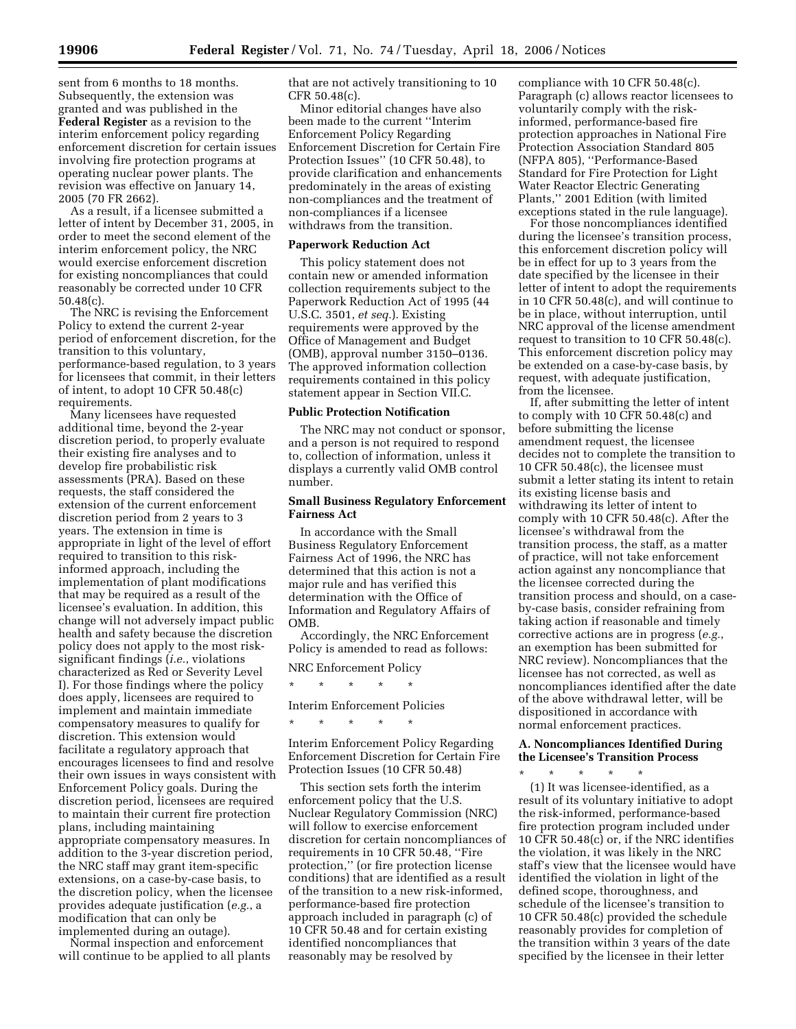sent from 6 months to 18 months. Subsequently, the extension was granted and was published in the **Federal Register** as a revision to the interim enforcement policy regarding enforcement discretion for certain issues involving fire protection programs at operating nuclear power plants. The revision was effective on January 14, 2005 (70 FR 2662).

As a result, if a licensee submitted a letter of intent by December 31, 2005, in order to meet the second element of the interim enforcement policy, the NRC would exercise enforcement discretion for existing noncompliances that could reasonably be corrected under 10 CFR 50.48(c).

The NRC is revising the Enforcement Policy to extend the current 2-year period of enforcement discretion, for the transition to this voluntary, performance-based regulation, to 3 years for licensees that commit, in their letters of intent, to adopt 10 CFR 50.48(c) requirements.

Many licensees have requested additional time, beyond the 2-year discretion period, to properly evaluate their existing fire analyses and to develop fire probabilistic risk assessments (PRA). Based on these requests, the staff considered the extension of the current enforcement discretion period from 2 years to 3 years. The extension in time is appropriate in light of the level of effort required to transition to this risk-informed approach, including the implementation of plant modifications that may be required as a result of the licensee's evaluation. In addition, this change will not adversely impact public health and safety because the discretion policy does not apply to the most risk-significant findings (*i.e.*, violations characterized as Red or Severity Level I). For those findings where the policy does apply, licensees are required to implement and maintain immediate compensatory measures to qualify for discretion. This extension would facilitate a regulatory approach that encourages licensees to find and resolve their own issues in ways consistent with Enforcement Policy goals. During the discretion period, licensees are required to maintain their current fire protection plans, including maintaining appropriate compensatory measures. In addition to the 3-year discretion period, the NRC staff may grant item-specific extensions, on a case-by-case basis, to the discretion policy, when the licensee provides adequate justification (*e.g.*, a modification that can only be implemented during an outage).

Normal inspection and enforcement will continue to be applied to all plants that are not actively transitioning to 10 CFR 50.48(c).

Minor editorial changes have also been made to the current ''Interim Enforcement Policy Regarding Enforcement Discretion for Certain Fire Protection Issues'' (10 CFR 50.48), to provide clarification and enhancements predominately in the areas of existing non-compliances and the treatment of non-compliances if a licensee withdraws from the transition.

**Paperwork Reduction Act**

This policy statement does not contain new or amended information collection requirements subject to the Paperwork Reduction Act of 1995 (44 U.S.C. 3501, *et seq.*). Existing requirements were approved by the Office of Management and Budget (OMB), approval number 3150–0136. The approved information collection requirements contained in this policy statement appear in Section VII.C.

**Public Protection Notification**

The NRC may not conduct or sponsor, and a person is not required to respond to, collection of information, unless it displays a currently valid OMB control number.

**Small Business Regulatory Enforcement Fairness Act**

In accordance with the Small Business Regulatory Enforcement Fairness Act of 1996, the NRC has determined that this action is not a major rule and has verified this determination with the Office of Information and Regulatory Affairs of OMB.

Accordingly, the NRC Enforcement Policy is amended to read as follows:

NRC Enforcement Policy

\* \* \* \* \*

Interim Enforcement Policies

\* \* \* \* \*

Interim Enforcement Policy Regarding Enforcement Discretion for Certain Fire Protection Issues (10 CFR 50.48)

This section sets forth the interim enforcement policy that the U.S. Nuclear Regulatory Commission (NRC) will follow to exercise enforcement discretion for certain noncompliances of requirements in 10 CFR 50.48, ''Fire protection,'' (or fire protection license conditions) that are identified as a result of the transition to a new risk-informed, performance-based fire protection approach included in paragraph (c) of 10 CFR 50.48 and for certain existing identified noncompliances that reasonably may be resolved by compliance with 10 CFR 50.48(c). Paragraph (c) allows reactor licensees to voluntarily comply with the risk-informed, performance-based fire protection approaches in National Fire Protection Association Standard 805 (NFPA 805), ''Performance-Based Standard for Fire Protection for Light Water Reactor Electric Generating Plants,'' 2001 Edition (with limited exceptions stated in the rule language).

For those noncompliances identified during the licensee's transition process, this enforcement discretion policy will be in effect for up to 3 years from the date specified by the licensee in their letter of intent to adopt the requirements in 10 CFR 50.48(c), and will continue to be in place, without interruption, until NRC approval of the license amendment request to transition to 10 CFR 50.48(c). This enforcement discretion policy may be extended on a case-by-case basis, by request, with adequate justification, from the licensee.

If, after submitting the letter of intent to comply with 10 CFR 50.48(c) and before submitting the license amendment request, the licensee decides not to complete the transition to 10 CFR 50.48(c), the licensee must submit a letter stating its intent to retain its existing license basis and withdrawing its letter of intent to comply with 10 CFR 50.48(c). After the licensee's withdrawal from the transition process, the staff, as a matter of practice, will not take enforcement action against any noncompliance that the licensee corrected during the transition process and should, on a case-by-case basis, consider refraining from taking action if reasonable and timely corrective actions are in progress (*e.g.*, an exemption has been submitted for NRC review). Noncompliances that the licensee has not corrected, as well as noncompliances identified after the date of the above withdrawal letter, will be dispositioned in accordance with normal enforcement practices.

**A. Noncompliances Identified During the Licensee's Transition Process**

\* \* \* \* \*

(1) It was licensee-identified, as a result of its voluntary initiative to adopt the risk-informed, performance-based fire protection program included under 10 CFR 50.48(c) or, if the NRC identifies the violation, it was likely in the NRC staff's view that the licensee would have identified the violation in light of the defined scope, thoroughness, and schedule of the licensee's transition to 10 CFR 50.48(c) provided the schedule reasonably provides for completion of the transition within 3 years of the date specified by the licensee in their letter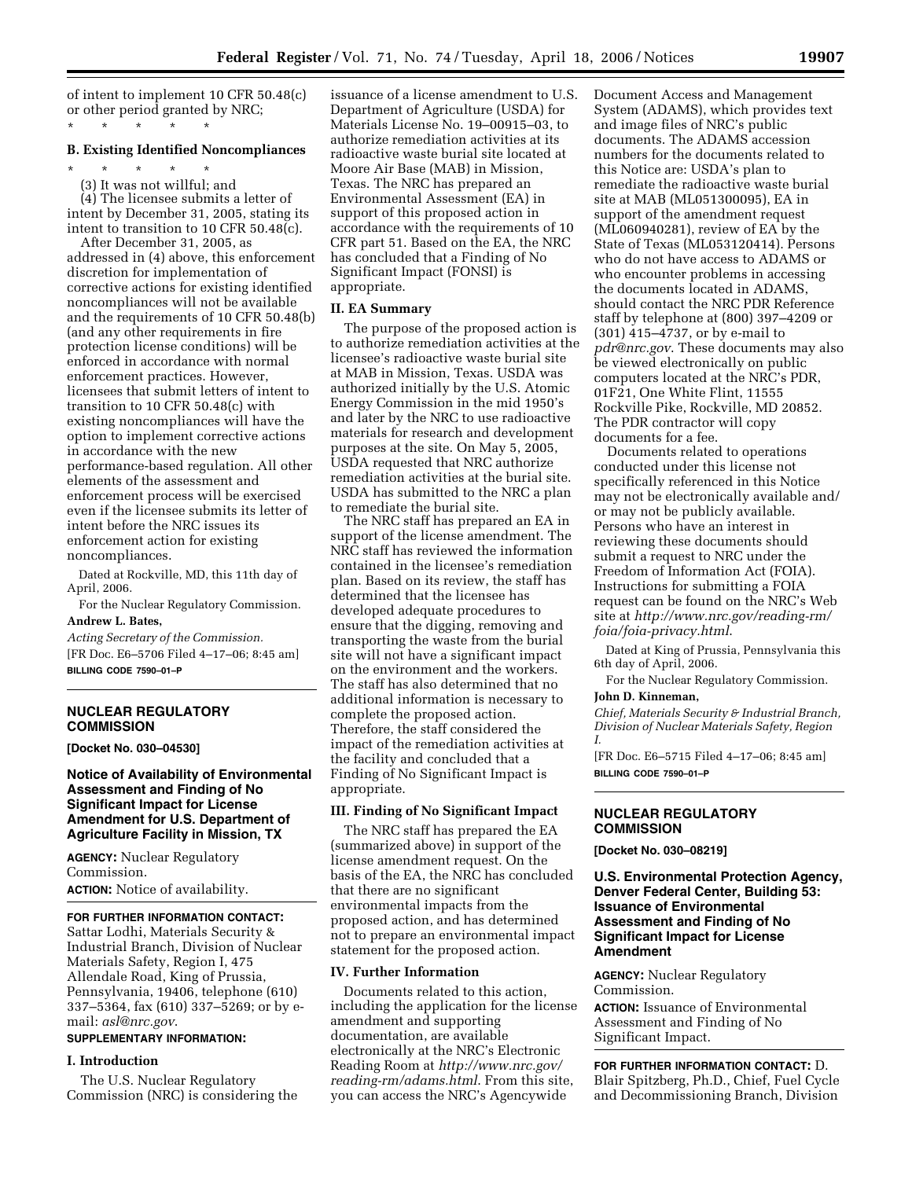of intent to implement 10 CFR 50.48(c) or other period granted by NRC;

\* \* \* \* \*

**B. Existing Identified Noncompliances**

\* \* \* \* \*

(3) It was not willful; and

(4) The licensee submits a letter of intent by December 31, 2005, stating its intent to transition to 10 CFR 50.48(c).

After December 31, 2005, as addressed in (4) above, this enforcement discretion for implementation of corrective actions for existing identified noncompliances will not be available and the requirements of 10 CFR 50.48(b) (and any other requirements in fire protection license conditions) will be enforced in accordance with normal enforcement practices. However, licensees that submit letters of intent to transition to 10 CFR 50.48(c) with existing noncompliances will have the option to implement corrective actions in accordance with the new performance-based regulation. All other elements of the assessment and enforcement process will be exercised even if the licensee submits its letter of intent before the NRC issues its enforcement action for existing noncompliances.

Dated at Rockville, MD, this 11th day of April, 2006.

For the Nuclear Regulatory Commission.

**Andrew L. Bates,**

*Acting Secretary of the Commission.*

[FR Doc. E6–5706 Filed 4–17–06; 8:45 am]

**BILLING CODE 7590–01–P**

## NUCLEAR REGULATORY COMMISSION

**[Docket No. 030–04530]**

## Notice of Availability of Environmental Assessment and Finding of No Significant Impact for License Amendment for U.S. Department of Agriculture Facility in Mission, TX

**AGENCY:** Nuclear Regulatory Commission.

**ACTION:** Notice of availability.

**FOR FURTHER INFORMATION CONTACT:** Sattar Lodhi, Materials Security & Industrial Branch, Division of Nuclear Materials Safety, Region I, 475 Allendale Road, King of Prussia, Pennsylvania, 19406, telephone (610) 337–5364, fax (610) 337–5269; or by e-mail: *asl@nrc.gov*.

**SUPPLEMENTARY INFORMATION:**

### I. Introduction

The U.S. Nuclear Regulatory Commission (NRC) is considering the issuance of a license amendment to U.S. Department of Agriculture (USDA) for Materials License No. 19–00915–03, to authorize remediation activities at its radioactive waste burial site located at Moore Air Base (MAB) in Mission, Texas. The NRC has prepared an Environmental Assessment (EA) in support of this proposed action in accordance with the requirements of 10 CFR part 51. Based on the EA, the NRC has concluded that a Finding of No Significant Impact (FONSI) is appropriate.

### II. EA Summary

The purpose of the proposed action is to authorize remediation activities at the licensee's radioactive waste burial site at MAB in Mission, Texas. USDA was authorized initially by the U.S. Atomic Energy Commission in the mid 1950's and later by the NRC to use radioactive materials for research and development purposes at the site. On May 5, 2005, USDA requested that NRC authorize remediation activities at the burial site. USDA has submitted to the NRC a plan to remediate the burial site.

The NRC staff has prepared an EA in support of the license amendment. The NRC staff has reviewed the information contained in the licensee's remediation plan. Based on its review, the staff has determined that the licensee has developed adequate procedures to ensure that the digging, removing and transporting the waste from the burial site will not have a significant impact on the environment and the workers. The staff has also determined that no additional information is necessary to complete the proposed action. Therefore, the staff considered the impact of the remediation activities at the facility and concluded that a Finding of No Significant Impact is appropriate.

### III. Finding of No Significant Impact

The NRC staff has prepared the EA (summarized above) in support of the license amendment request. On the basis of the EA, the NRC has concluded that there are no significant environmental impacts from the proposed action, and has determined not to prepare an environmental impact statement for the proposed action.

### IV. Further Information

Documents related to this action, including the application for the license amendment and supporting documentation, are available electronically at the NRC's Electronic Reading Room at *http://www.nrc.gov/reading-rm/adams.html*. From this site, you can access the NRC's Agencywide Document Access and Management System (ADAMS), which provides text and image files of NRC's public documents. The ADAMS accession numbers for the documents related to this Notice are: USDA's plan to remediate the radioactive waste burial site at MAB (ML051300095), EA in support of the amendment request (ML060940281), review of EA by the State of Texas (ML053120414). Persons who do not have access to ADAMS or who encounter problems in accessing the documents located in ADAMS, should contact the NRC PDR Reference staff by telephone at (800) 397–4209 or (301) 415–4737, or by e-mail to *pdr@nrc.gov*. These documents may also be viewed electronically on public computers located at the NRC's PDR, 01F21, One White Flint, 11555 Rockville Pike, Rockville, MD 20852. The PDR contractor will copy documents for a fee.

Documents related to operations conducted under this license not specifically referenced in this Notice may not be electronically available and/or may not be publicly available. Persons who have an interest in reviewing these documents should submit a request to NRC under the Freedom of Information Act (FOIA). Instructions for submitting a FOIA request can be found on the NRC's Web site at *http://www.nrc.gov/reading-rm/foia/foia-privacy.html*.

Dated at King of Prussia, Pennsylvania this 6th day of April, 2006.

For the Nuclear Regulatory Commission.

**John D. Kinneman,**

*Chief, Materials Security & Industrial Branch, Division of Nuclear Materials Safety, Region I.*

[FR Doc. E6–5715 Filed 4–17–06; 8:45 am]

**BILLING CODE 7590–01–P**

## NUCLEAR REGULATORY COMMISSION

**[Docket No. 030–08219]**

## U.S. Environmental Protection Agency, Denver Federal Center, Building 53: Issuance of Environmental Assessment and Finding of No Significant Impact for License Amendment

**AGENCY:** Nuclear Regulatory Commission.

**ACTION:** Issuance of Environmental Assessment and Finding of No Significant Impact.

**FOR FURTHER INFORMATION CONTACT:** D. Blair Spitzberg, Ph.D., Chief, Fuel Cycle and Decommissioning Branch, Division